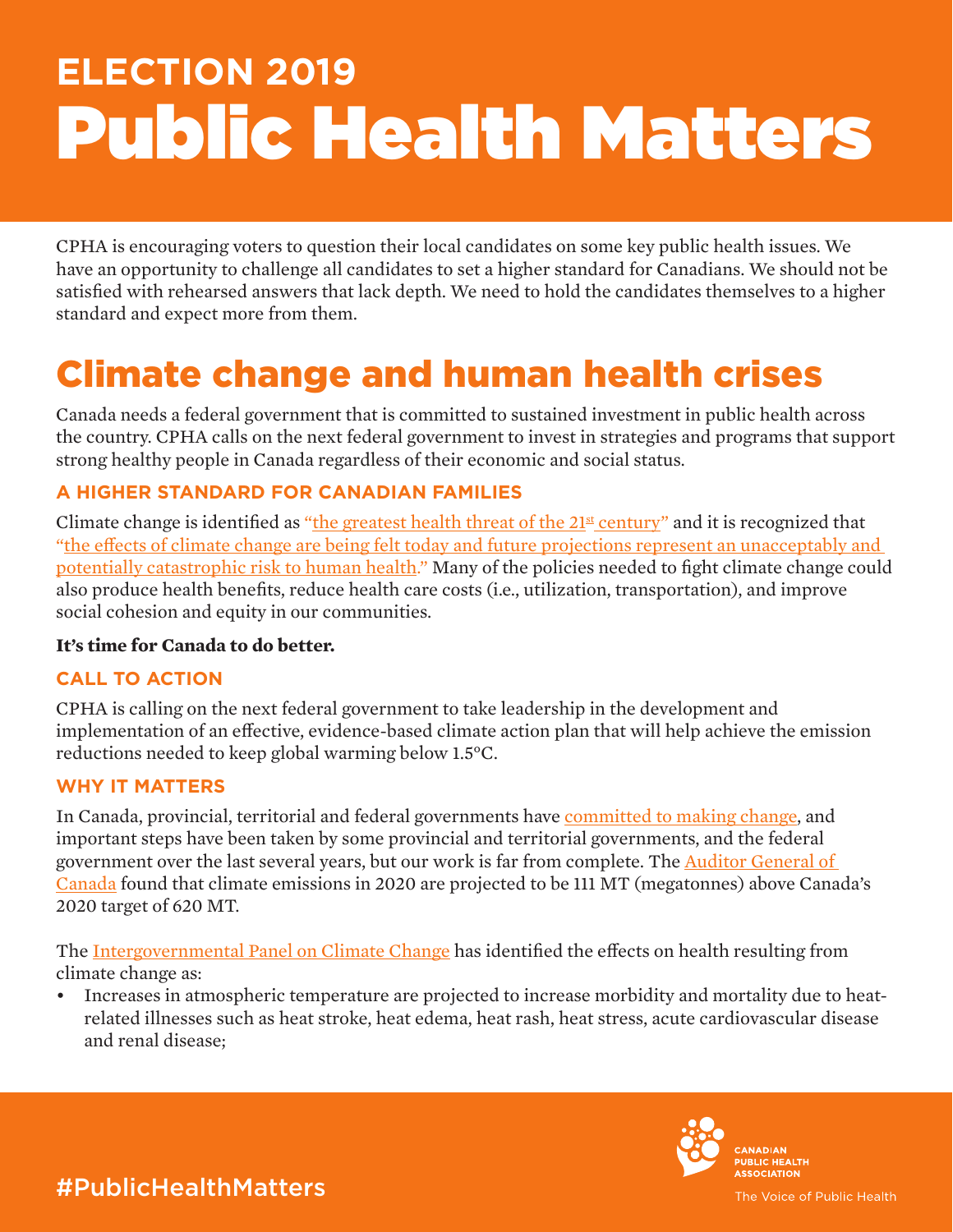# ELECTION 2019
# Public Health Matters

CPHA is encouraging voters to question their local candidates on some key public health issues. We have an opportunity to challenge all candidates to set a higher standard for Canadians. We should not be satisfied with rehearsed answers that lack depth. We need to hold the candidates themselves to a higher standard and expect more from them.

## Climate change and human health crises

Canada needs a federal government that is committed to sustained investment in public health across the country. CPHA calls on the next federal government to invest in strategies and programs that support strong healthy people in Canada regardless of their economic and social status.

### A HIGHER STANDARD FOR CANADIAN FAMILIES

Climate change is identified as "the greatest health threat of the 21st century" and it is recognized that "the effects of climate change are being felt today and future projections represent an unacceptably and potentially catastrophic risk to human health." Many of the policies needed to fight climate change could also produce health benefits, reduce health care costs (i.e., utilization, transportation), and improve social cohesion and equity in our communities.

**It's time for Canada to do better.**

### CALL TO ACTION

CPHA is calling on the next federal government to take leadership in the development and implementation of an effective, evidence-based climate action plan that will help achieve the emission reductions needed to keep global warming below 1.5°C.

### WHY IT MATTERS

In Canada, provincial, territorial and federal governments have committed to making change, and important steps have been taken by some provincial and territorial governments, and the federal government over the last several years, but our work is far from complete. The Auditor General of Canada found that climate emissions in 2020 are projected to be 111 MT (megatonnes) above Canada's 2020 target of 620 MT.

The Intergovernmental Panel on Climate Change has identified the effects on health resulting from climate change as:

- Increases in atmospheric temperature are projected to increase morbidity and mortality due to heat-related illnesses such as heat stroke, heat edema, heat rash, heat stress, acute cardiovascular disease and renal disease;

#PublicHealthMatters

CANADIAN PUBLIC HEALTH ASSOCIATION

The Voice of Public Health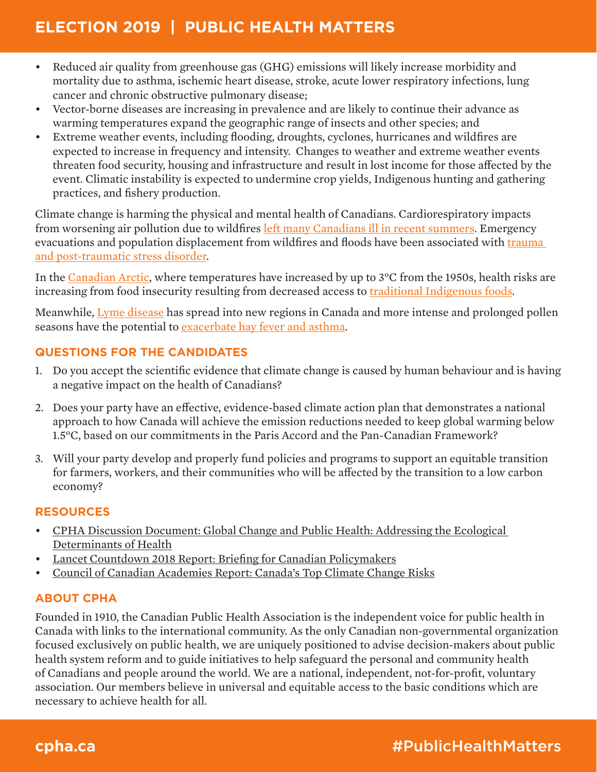- Reduced air quality from greenhouse gas (GHG) emissions will likely increase morbidity and mortality due to asthma, ischemic heart disease, stroke, acute lower respiratory infections, lung cancer and chronic obstructive pulmonary disease;
- Vector-borne diseases are increasing in prevalence and are likely to continue their advance as warming temperatures expand the geographic range of insects and other species; and
- Extreme weather events, including flooding, droughts, cyclones, hurricanes and wildfires are expected to increase in frequency and intensity. Changes to weather and extreme weather events threaten food security, housing and infrastructure and result in lost income for those affected by the event. Climatic instability is expected to undermine crop yields, Indigenous hunting and gathering practices, and fishery production.

Climate change is harming the physical and mental health of Canadians. Cardiorespiratory impacts from worsening air pollution due to wildfires left many Canadians ill in recent summers. Emergency evacuations and population displacement from wildfires and floods have been associated with trauma and post-traumatic stress disorder.

In the Canadian Arctic, where temperatures have increased by up to 3°C from the 1950s, health risks are increasing from food insecurity resulting from decreased access to traditional Indigenous foods.

Meanwhile, Lyme disease has spread into new regions in Canada and more intense and prolonged pollen seasons have the potential to exacerbate hay fever and asthma.

## QUESTIONS FOR THE CANDIDATES

1. Do you accept the scientific evidence that climate change is caused by human behaviour and is having a negative impact on the health of Canadians?
2. Does your party have an effective, evidence-based climate action plan that demonstrates a national approach to how Canada will achieve the emission reductions needed to keep global warming below 1.5°C, based on our commitments in the Paris Accord and the Pan-Canadian Framework?
3. Will your party develop and properly fund policies and programs to support an equitable transition for farmers, workers, and their communities who will be affected by the transition to a low carbon economy?

## RESOURCES

- CPHA Discussion Document: Global Change and Public Health: Addressing the Ecological Determinants of Health
- Lancet Countdown 2018 Report: Briefing for Canadian Policymakers
- Council of Canadian Academies Report: Canada's Top Climate Change Risks

## ABOUT CPHA

Founded in 1910, the Canadian Public Health Association is the independent voice for public health in Canada with links to the international community. As the only Canadian non-governmental organization focused exclusively on public health, we are uniquely positioned to advise decision-makers about public health system reform and to guide initiatives to help safeguard the personal and community health of Canadians and people around the world. We are a national, independent, not-for-profit, voluntary association. Our members believe in universal and equitable access to the basic conditions which are necessary to achieve health for all.

cpha.ca

#PublicHealthMatters